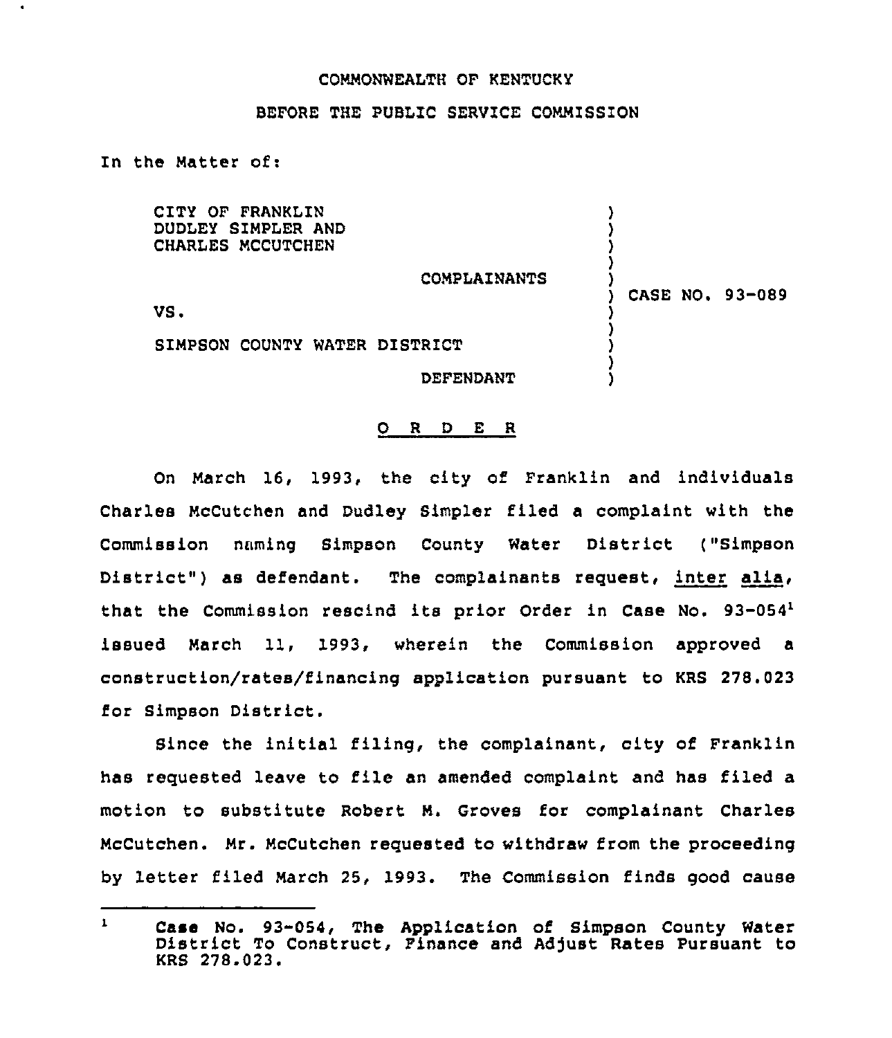COMMONWEALTH OF KENTUCKY

BEFORE THE PUBLIC SERVICE COMMISSION

In the Matter of:

| | | |
|---|---|---|
| CITY OF FRANKLIN<br>DUDLEY SIMPLER AND<br>CHARLES MCCUTCHEN | ) | |
| COMPLAINANTS | ) | CASE NO. 93-089 |
| VS. | ) | |
| SIMPSON COUNTY WATER DISTRICT | ) | |
| DEFENDANT | ) | |

O R D E R

On March 16, 1993, the city of Franklin and individuals Charles McCutchen and Dudley Simpler filed a complaint with the Commission naming Simpson County Water District ("Simpson District") as defendant. The complainants request, inter alia, that the Commission rescind its prior Order in Case No. 93-054[1] issued March 11, 1993, wherein the Commission approved a construction/rates/financing application pursuant to KRS 278.023 for Simpson District.

Since the initial filing, the complainant, city of Franklin has requested leave to file an amended complaint and has filed a motion to substitute Robert M. Groves for complainant Charles McCutchen. Mr. McCutchen requested to withdraw from the proceeding by letter filed March 25, 1993. The Commission finds good cause

---

[1] Case No. 93-054, The Application of Simpson County Water District To Construct, Finance and Adjust Rates Pursuant to KRS 278.023.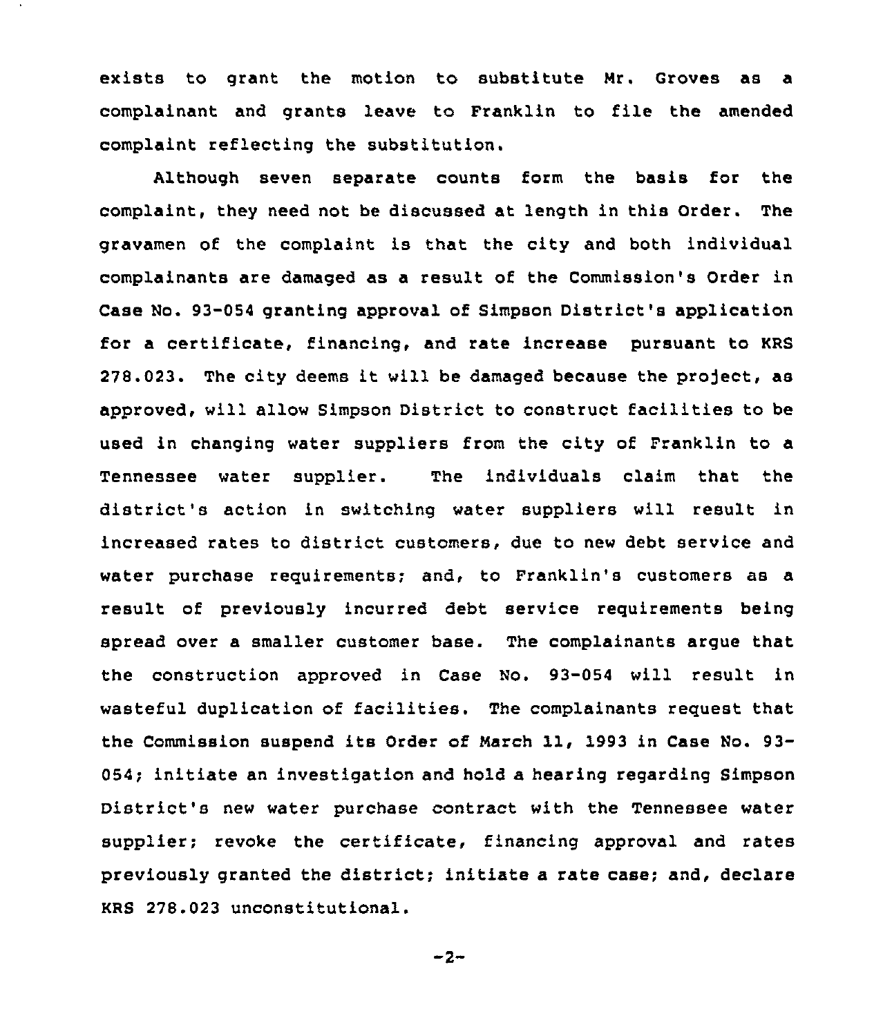exists to grant the motion to substitute Mr. Groves as a complainant and grants leave to Franklin to file the amended complaint reflecting the substitution.

Although seven separate counts form the basis for the complaint, they need not be discussed at length in this Order. The gravamen of the complaint is that the city and both individual complainants are damaged as a result of the Commission's Order in Case No. 93-054 granting approval of Simpson District's application for a certificate, financing, and rate increase pursuant to KRS 278.023. The city deems it will be damaged because the project, as approved, will allow Simpson District to construct facilities to be used in changing water suppliers from the city of Franklin to a Tennessee water supplier. The individuals claim that the district's action in switching water suppliers will result in increased rates to district customers, due to new debt service and water purchase requirements; and, to Franklin's customers as a result of previously incurred debt service requirements being spread over a smaller customer base. The complainants argue that the construction approved in Case No. 93-054 will result in wasteful duplication of facilities. The complainants request that the Commission suspend its Order of March 11, 1993 in Case No. 93-054; initiate an investigation and hold a hearing regarding Simpson District's new water purchase contract with the Tennessee water supplier; revoke the certificate, financing approval and rates previously granted the district; initiate a rate case; and, declare KRS 278.023 unconstitutional.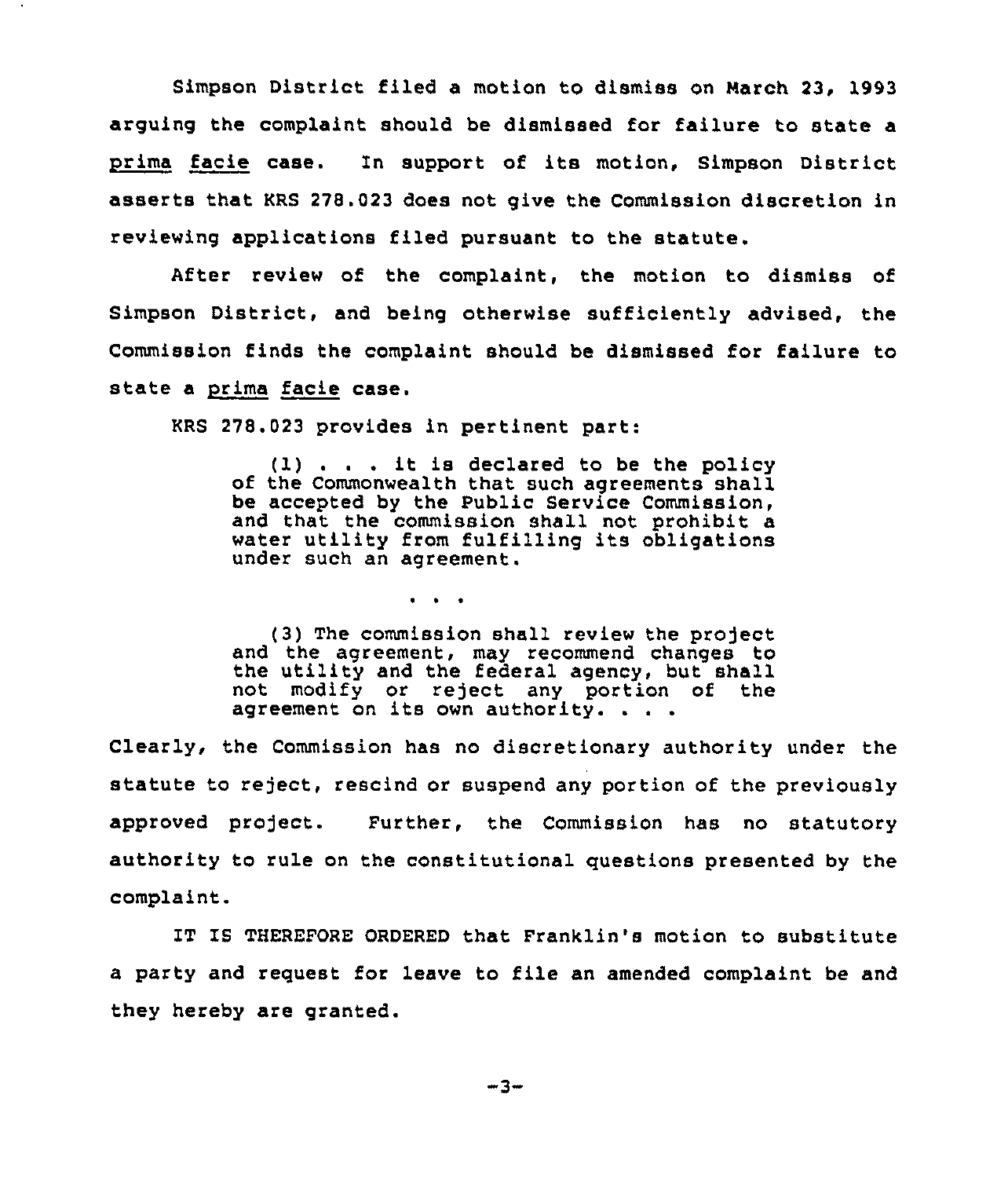Simpson District filed a motion to dismiss on March 23, 1993 arguing the complaint should be dismissed for failure to state a *prima facie* case. In support of its motion, Simpson District asserts that KRS 278.023 does not give the Commission discretion in reviewing applications filed pursuant to the statute.

After review of the complaint, the motion to dismiss of Simpson District, and being otherwise sufficiently advised, the Commission finds the complaint should be dismissed for failure to state a *prima facie* case.

KRS 278.023 provides in pertinent part:

> (1) . . . it is declared to be the policy of the Commonwealth that such agreements shall be accepted by the Public Service Commission, and that the commission shall not prohibit a water utility from fulfilling its obligations under such an agreement.
>
> . . .
>
> (3) The commission shall review the project and the agreement, may recommend changes to the utility and the federal agency, but shall not modify or reject any portion of the agreement on its own authority. . . .

Clearly, the Commission has no discretionary authority under the statute to reject, rescind or suspend any portion of the previously approved project. Further, the Commission has no statutory authority to rule on the constitutional questions presented by the complaint.

IT IS THEREFORE ORDERED that Franklin's motion to substitute a party and request for leave to file an amended complaint be and they hereby are granted.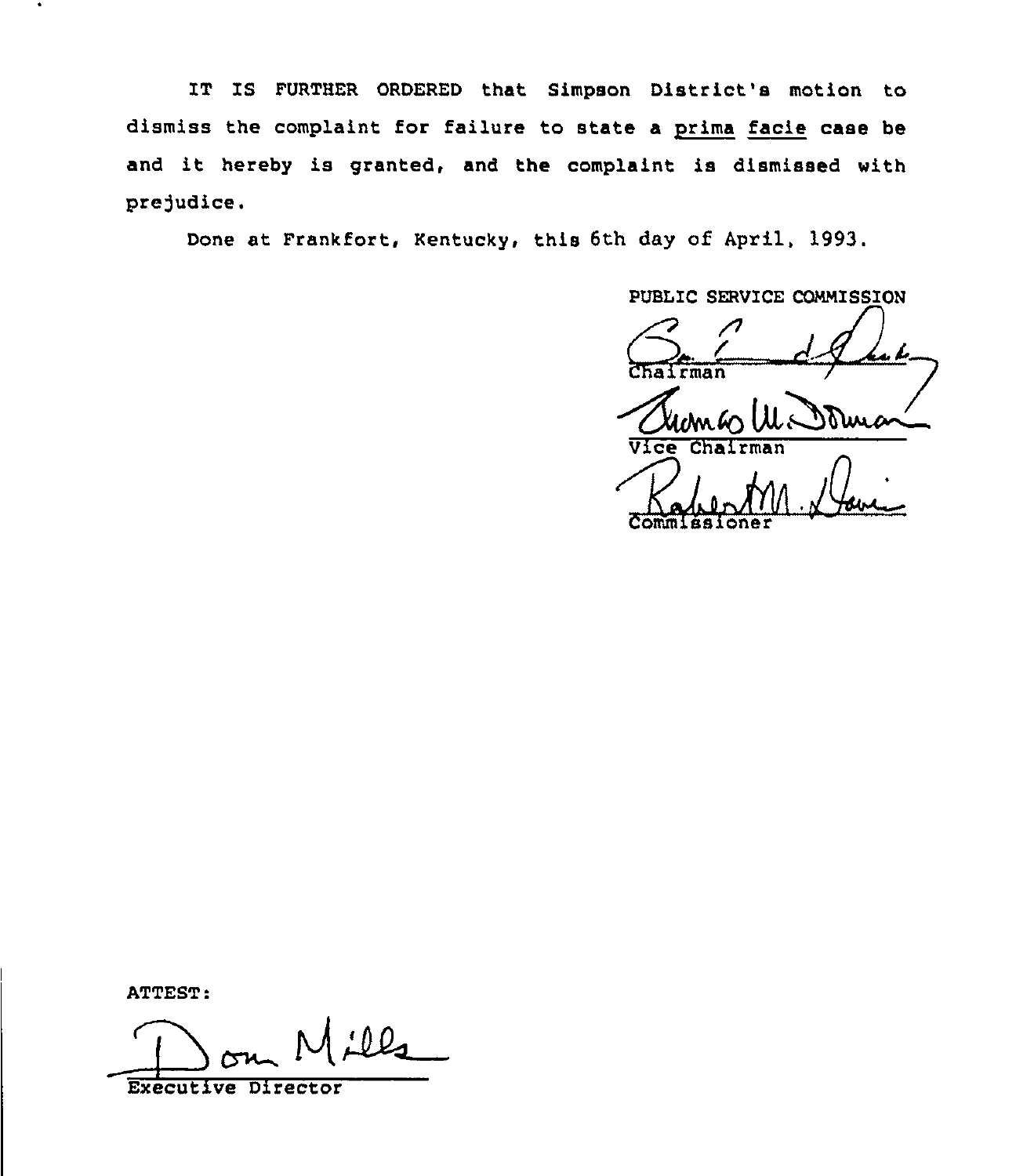IT IS FURTHER ORDERED that Simpson District's motion to dismiss the complaint for failure to state a prima facie case be and it hereby is granted, and the complaint is dismissed with prejudice.

Done at Frankfort, Kentucky, this 6th day of April, 1993.

PUBLIC SERVICE COMMISSION

Chairman

Vice Chairman

Commissioner

ATTEST:

Executive Director